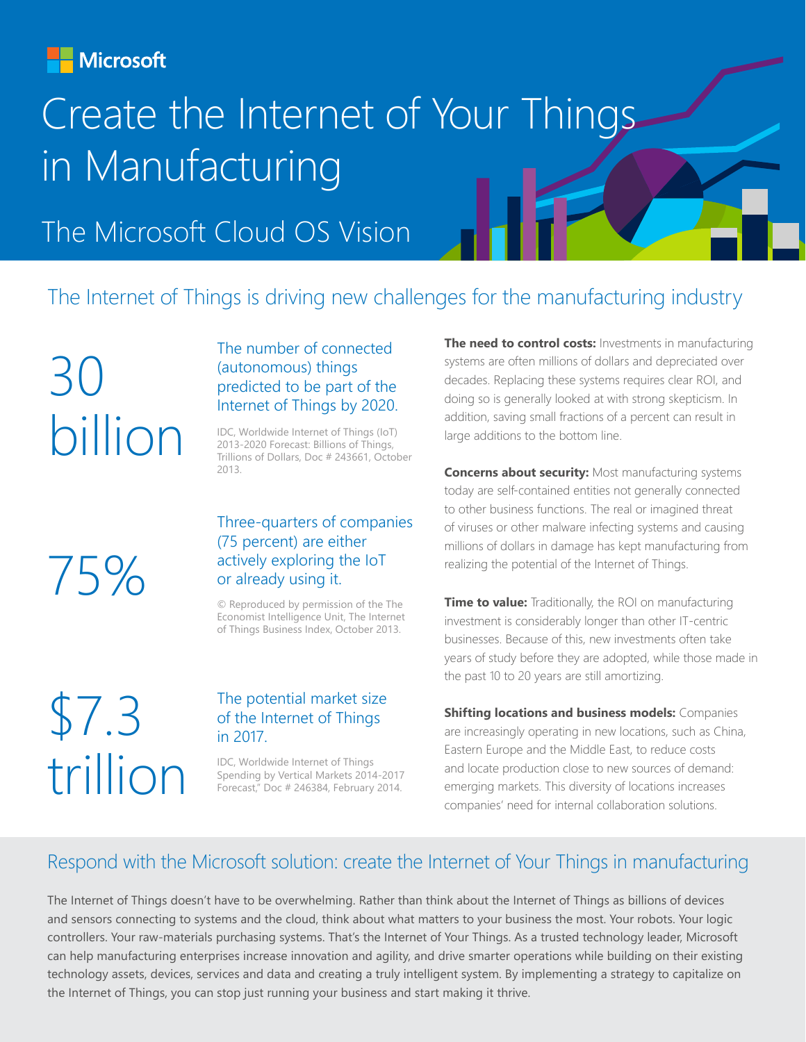Microsoft

# Create the Internet of Your Things in Manufacturing

## The Microsoft Cloud OS Vision

## The Internet of Things is driving new challenges for the manufacturing industry

**30 billion**

The number of connected (autonomous) things predicted to be part of the Internet of Things by 2020.

IDC, Worldwide Internet of Things (IoT) 2013-2020 Forecast: Billions of Things, Trillions of Dollars, Doc # 243661, October 2013.

**75%**

Three-quarters of companies (75 percent) are either actively exploring the IoT or already using it.

© Reproduced by permission of the The Economist Intelligence Unit, The Internet of Things Business Index, October 2013.

**$7.3 trillion**

The potential market size of the Internet of Things in 2017.

IDC, Worldwide Internet of Things Spending by Vertical Markets 2014-2017 Forecast," Doc # 246384, February 2014.

**The need to control costs:** Investments in manufacturing systems are often millions of dollars and depreciated over decades. Replacing these systems requires clear ROI, and doing so is generally looked at with strong skepticism. In addition, saving small fractions of a percent can result in large additions to the bottom line.

**Concerns about security:** Most manufacturing systems today are self-contained entities not generally connected to other business functions. The real or imagined threat of viruses or other malware infecting systems and causing millions of dollars in damage has kept manufacturing from realizing the potential of the Internet of Things.

**Time to value:** Traditionally, the ROI on manufacturing investment is considerably longer than other IT-centric businesses. Because of this, new investments often take years of study before they are adopted, while those made in the past 10 to 20 years are still amortizing.

**Shifting locations and business models:** Companies are increasingly operating in new locations, such as China, Eastern Europe and the Middle East, to reduce costs and locate production close to new sources of demand: emerging markets. This diversity of locations increases companies' need for internal collaboration solutions.

## Respond with the Microsoft solution: create the Internet of Your Things in manufacturing

The Internet of Things doesn't have to be overwhelming. Rather than think about the Internet of Things as billions of devices and sensors connecting to systems and the cloud, think about what matters to your business the most. Your robots. Your logic controllers. Your raw-materials purchasing systems. That's the Internet of Your Things. As a trusted technology leader, Microsoft can help manufacturing enterprises increase innovation and agility, and drive smarter operations while building on their existing technology assets, devices, services and data and creating a truly intelligent system. By implementing a strategy to capitalize on the Internet of Things, you can stop just running your business and start making it thrive.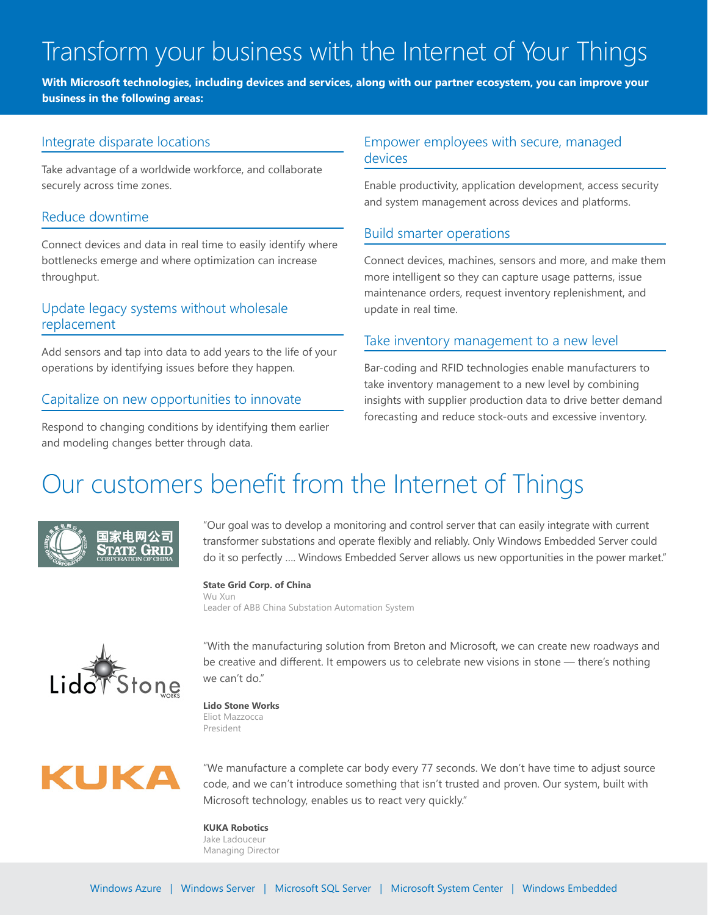# Transform your business with the Internet of Your Things

**With Microsoft technologies, including devices and services, along with our partner ecosystem, you can improve your business in the following areas:**

### Integrate disparate locations

Take advantage of a worldwide workforce, and collaborate securely across time zones.

### Reduce downtime

Connect devices and data in real time to easily identify where bottlenecks emerge and where optimization can increase throughput.

### Update legacy systems without wholesale replacement

Add sensors and tap into data to add years to the life of your operations by identifying issues before they happen.

### Capitalize on new opportunities to innovate

Respond to changing conditions by identifying them earlier and modeling changes better through data.

### Empower employees with secure, managed devices

Enable productivity, application development, access security and system management across devices and platforms.

### Build smarter operations

Connect devices, machines, sensors and more, and make them more intelligent so they can capture usage patterns, issue maintenance orders, request inventory replenishment, and update in real time.

### Take inventory management to a new level

Bar-coding and RFID technologies enable manufacturers to take inventory management to a new level by combining insights with supplier production data to drive better demand forecasting and reduce stock-outs and excessive inventory.

# Our customers benefit from the Internet of Things

"Our goal was to develop a monitoring and control server that can easily integrate with current transformer substations and operate flexibly and reliably. Only Windows Embedded Server could do it so perfectly …. Windows Embedded Server allows us new opportunities in the power market."

**State Grid Corp. of China**
Wu Xun
Leader of ABB China Substation Automation System

"With the manufacturing solution from Breton and Microsoft, we can create new roadways and be creative and different. It empowers us to celebrate new visions in stone — there's nothing we can't do."

**Lido Stone Works**
Eliot Mazzocca
President

"We manufacture a complete car body every 77 seconds. We don't have time to adjust source code, and we can't introduce something that isn't trusted and proven. Our system, built with Microsoft technology, enables us to react very quickly."

**KUKA Robotics**
Jake Ladouceur
Managing Director

Windows Azure | Windows Server | Microsoft SQL Server | Microsoft System Center | Windows Embedded